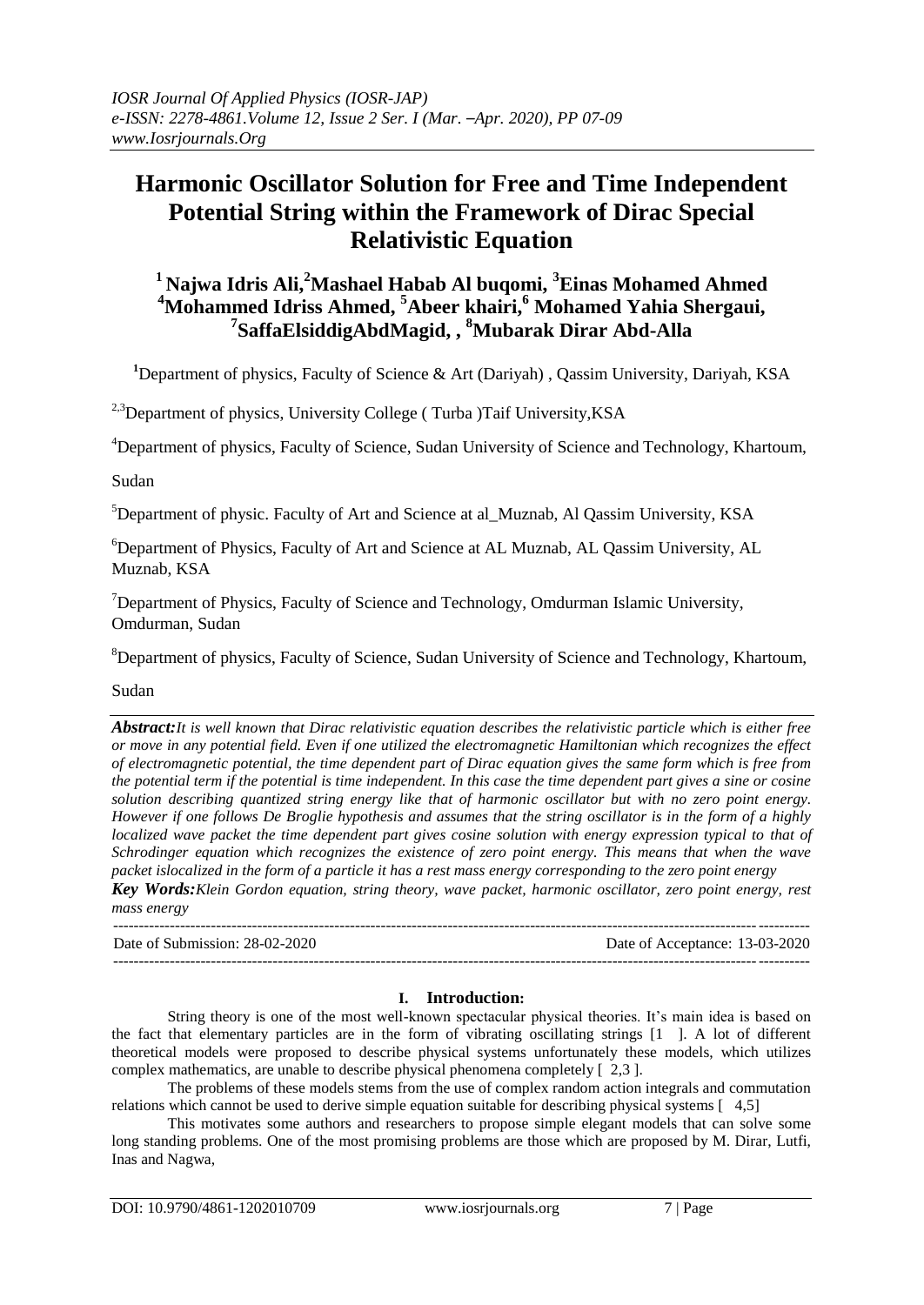# Harmonic Oscillator Solution for Free and Time Independent Potential String within the Framework of Dirac Special Relativistic Equation

**[1] Najwa Idris Ali,[2]Mashael Habab Al buqomi, [3]Einas Mohamed Ahmed [4]Mohammed Idriss Ahmed, [5]Abeer khairi,[6] Mohamed Yahia Shergaui, [7]SaffaElsiddigAbdMagid, , [8]Mubarak Dirar Abd-Alla**

[1]Department of physics, Faculty of Science & Art (Dariyah) , Qassim University, Dariyah, KSA

[2,3]Department of physics, University College ( Turba )Taif University,KSA

[4]Department of physics, Faculty of Science, Sudan University of Science and Technology, Khartoum, Sudan

[5]Department of physic. Faculty of Art and Science at al_Muznab, Al Qassim University, KSA

[6]Department of Physics, Faculty of Art and Science at AL Muznab, AL Qassim University, AL Muznab, KSA

[7]Department of Physics, Faculty of Science and Technology, Omdurman Islamic University, Omdurman, Sudan

[8]Department of physics, Faculty of Science, Sudan University of Science and Technology, Khartoum, Sudan

***Abstract:****It is well known that Dirac relativistic equation describes the relativistic particle which is either free or move in any potential field. Even if one utilized the electromagnetic Hamiltonian which recognizes the effect of electromagnetic potential, the time dependent part of Dirac equation gives the same form which is free from the potential term if the potential is time independent. In this case the time dependent part gives a sine or cosine solution describing quantized string energy like that of harmonic oscillator but with no zero point energy. However if one follows De Broglie hypothesis and assumes that the string oscillator is in the form of a highly localized wave packet the time dependent part gives cosine solution with energy expression typical to that of Schrodinger equation which recognizes the existence of zero point energy. This means that when the wave packet islocalized in the form of a particle it has a rest mass energy corresponding to the zero point energy*

***Key Words:****Klein Gordon equation, string theory, wave packet, harmonic oscillator, zero point energy, rest mass energy*

---

Date of Submission: 28-02-2020 Date of Acceptance: 13-03-2020

---

## I. Introduction:

String theory is one of the most well-known spectacular physical theories. It's main idea is based on the fact that elementary particles are in the form of vibrating oscillating strings [1 ]. A lot of different theoretical models were proposed to describe physical systems unfortunately these models, which utilizes complex mathematics, are unable to describe physical phenomena completely [ 2,3 ].

The problems of these models stems from the use of complex random action integrals and commutation relations which cannot be used to derive simple equation suitable for describing physical systems [ 4,5]

This motivates some authors and researchers to propose simple elegant models that can solve some long standing problems. One of the most promising problems are those which are proposed by M. Dirar, Lutfi, Inas and Nagwa,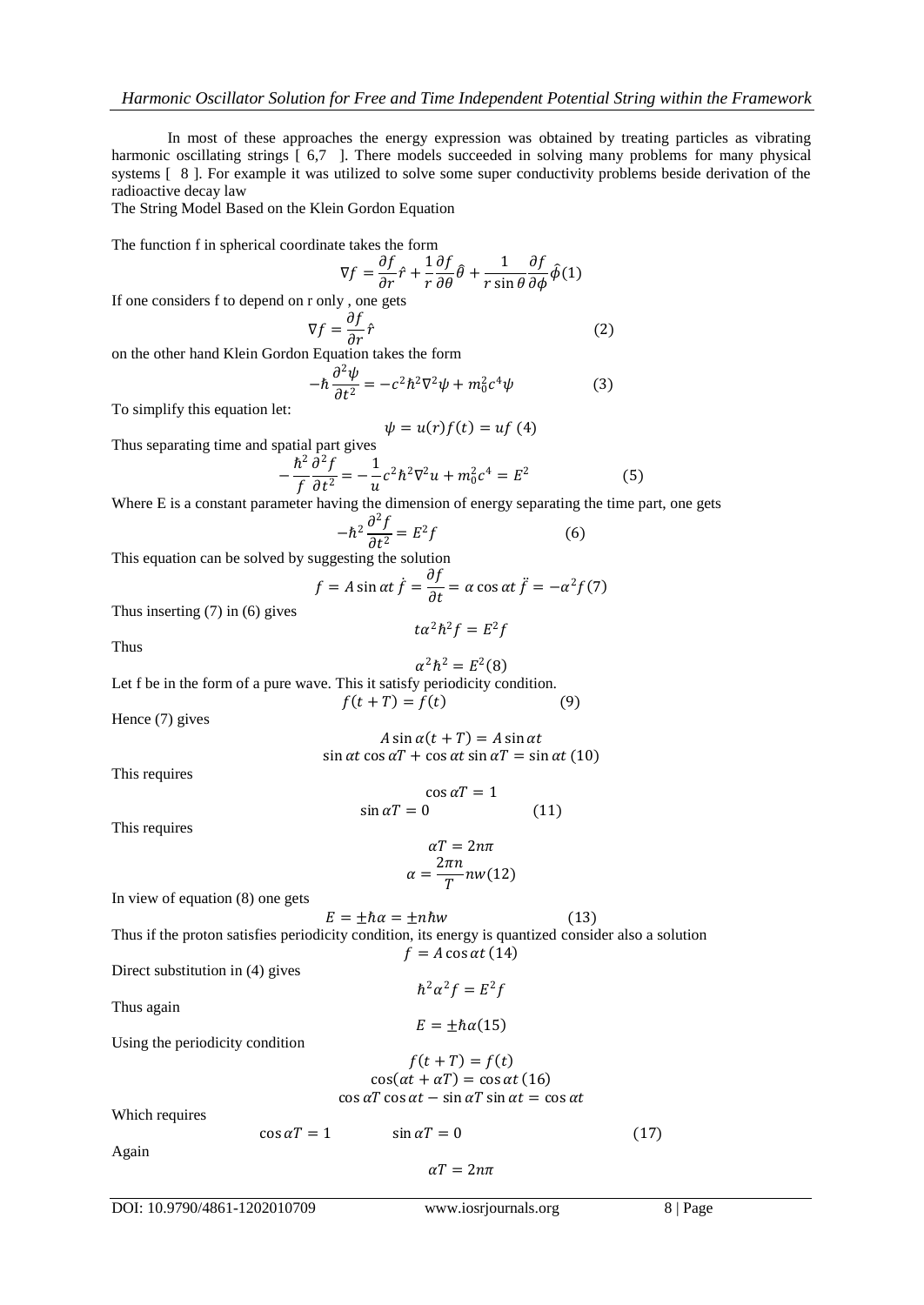In most of these approaches the energy expression was obtained by treating particles as vibrating harmonic oscillating strings [ 6,7 ]. There models succeeded in solving many problems for many physical systems [ 8 ]. For example it was utilized to solve some super conductivity problems beside derivation of the radioactive decay law

The String Model Based on the Klein Gordon Equation

The function f in spherical coordinate takes the form

$$\nabla f = \frac{\partial f}{\partial r}\hat{r} + \frac{1}{r}\frac{\partial f}{\partial \theta}\hat{\theta} + \frac{1}{r\sin\theta}\frac{\partial f}{\partial \phi}\hat{\phi} (1)$$

If one considers f to depend on r only , one gets

$$\nabla f = \frac{\partial f}{\partial r}\hat{r} \quad (2)$$

on the other hand Klein Gordon Equation takes the form

$$-\hbar\frac{\partial^2 \psi}{\partial t^2} = -c^2\hbar^2\nabla^2\psi + m_0^2c^4\psi \quad (3)$$

To simplify this equation let:

$$\psi = u(r)f(t) = uf \; (4)$$

Thus separating time and spatial part gives

$$-\frac{\hbar^2}{f}\frac{\partial^2 f}{\partial t^2} = -\frac{1}{u}c^2\hbar^2\nabla^2 u + m_0^2c^4 = E^2 \quad (5)$$

Where E is a constant parameter having the dimension of energy separating the time part, one gets

$$-\hbar^2\frac{\partial^2 f}{\partial t^2} = E^2 f \quad (6)$$

This equation can be solved by suggesting the solution

$$f = A\sin\alpha t \; \dot{f} = \frac{\partial f}{\partial t} = \alpha\cos\alpha t \; \ddot{f} = -\alpha^2 f (7)$$

Thus inserting (7) in (6) gives

$$t\alpha^2\hbar^2 f = E^2 f$$

Thus

$$\alpha^2\hbar^2 = E^2 (8)$$

Let f be in the form of a pure wave. This it satisfy periodicity condition.

$$f(t+T) = f(t) \quad (9)$$

Hence (7) gives

$$A\sin\alpha(t+T) = A\sin\alpha t$$

$$\sin\alpha t\cos\alpha T + \cos\alpha t\sin\alpha T = \sin\alpha t \; (10)$$

This requires

$$\cos\alpha T = 1$$

$$\sin\alpha T = 0 \quad (11)$$

This requires

$$\alpha T = 2n\pi$$

$$\alpha = \frac{2\pi n}{T} nw (12)$$

In view of equation (8) one gets

$$E = \pm\hbar\alpha = \pm n\hbar w \quad (13)$$

Thus if the proton satisfies periodicity condition, its energy is quantized consider also a solution

$$f = A\cos\alpha t \; (14)$$

Direct substitution in (4) gives

$$\hbar^2\alpha^2 f = E^2 f$$

Thus again

$$E = \pm\hbar\alpha (15)$$

Using the periodicity condition

$$f(t+T) = f(t)$$

$$\cos(\alpha t + \alpha T) = \cos\alpha t \; (16)$$

$$\cos\alpha T\cos\alpha t - \sin\alpha T\sin\alpha t = \cos\alpha t$$

Which requires

$$\cos\alpha T = 1 \qquad \sin\alpha T = 0 \quad (17)$$

Again

$$\alpha T = 2n\pi$$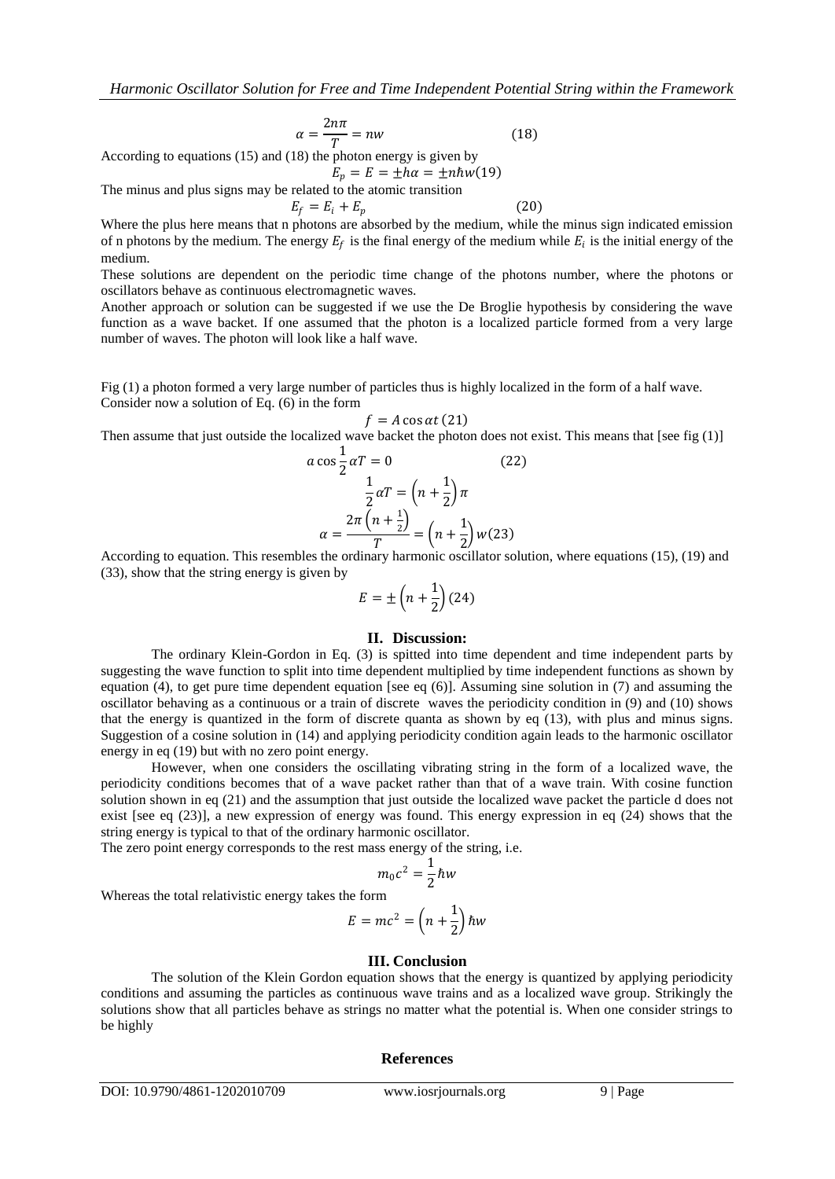$$\alpha = \frac{2n\pi}{T} = nw \tag{18}$$

According to equations (15) and (18) the photon energy is given by

$$E_p = E = \pm\hbar\alpha = \pm n\hbar w (19)$$

The minus and plus signs may be related to the atomic transition

$$E_f = E_i + E_p \tag{20}$$

Where the plus here means that n photons are absorbed by the medium, while the minus sign indicated emission of n photons by the medium. The energy $E_f$ is the final energy of the medium while $E_i$ is the initial energy of the medium.

These solutions are dependent on the periodic time change of the photons number, where the photons or oscillators behave as continuous electromagnetic waves.

Another approach or solution can be suggested if we use the De Broglie hypothesis by considering the wave function as a wave backet. If one assumed that the photon is a localized particle formed from a very large number of waves. The photon will look like a half wave.

Fig (1) a photon formed a very large number of particles thus is highly localized in the form of a half wave.

Consider now a solution of Eq. (6) in the form

$$f = A\cos\alpha t\,(21)$$

Then assume that just outside the localized wave backet the photon does not exist. This means that [see fig (1)]

$$a\cos\frac{1}{2}\alpha T = 0 \tag{22}$$

$$\frac{1}{2}\alpha T = \left(n + \frac{1}{2}\right)\pi$$

$$\alpha = \frac{2\pi\left(n + \frac{1}{2}\right)}{T} = \left(n + \frac{1}{2}\right)w(23)$$

According to equation. This resembles the ordinary harmonic oscillator solution, where equations (15), (19) and (33), show that the string energy is given by

$$E = \pm\left(n + \frac{1}{2}\right)(24)$$

## II. Discussion:

The ordinary Klein-Gordon in Eq. (3) is spitted into time dependent and time independent parts by suggesting the wave function to split into time dependent multiplied by time independent functions as shown by equation (4), to get pure time dependent equation [see eq (6)]. Assuming sine solution in (7) and assuming the oscillator behaving as a continuous or a train of discrete waves the periodicity condition in (9) and (10) shows that the energy is quantized in the form of discrete quanta as shown by eq (13), with plus and minus signs. Suggestion of a cosine solution in (14) and applying periodicity condition again leads to the harmonic oscillator energy in eq (19) but with no zero point energy.

However, when one considers the oscillating vibrating string in the form of a localized wave, the periodicity conditions becomes that of a wave packet rather than that of a wave train. With cosine function solution shown in eq (21) and the assumption that just outside the localized wave packet the particle d does not exist [see eq (23)], a new expression of energy was found. This energy expression in eq (24) shows that the string energy is typical to that of the ordinary harmonic oscillator.

The zero point energy corresponds to the rest mass energy of the string, i.e.

$$m_0c^2 = \frac{1}{2}\hbar w$$

Whereas the total relativistic energy takes the form

$$E = mc^2 = \left(n + \frac{1}{2}\right)\hbar w$$

## III. Conclusion

The solution of the Klein Gordon equation shows that the energy is quantized by applying periodicity conditions and assuming the particles as continuous wave trains and as a localized wave group. Strikingly the solutions show that all particles behave as strings no matter what the potential is. When one consider strings to be highly

## References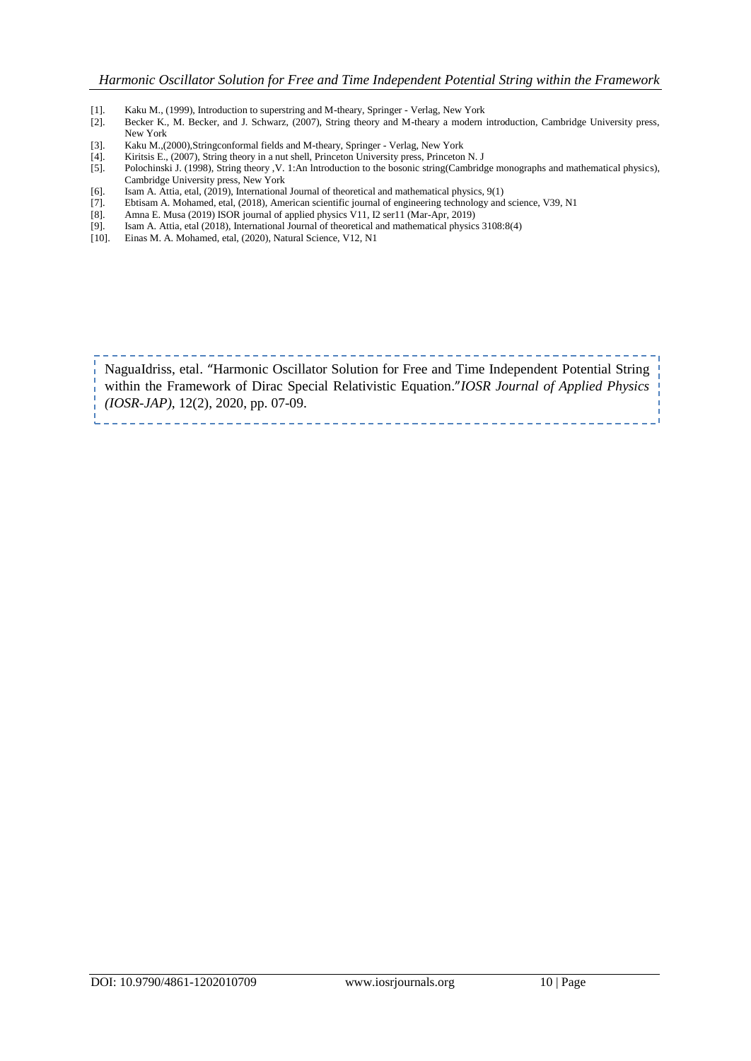[1]. Kaku M., (1999), Introduction to superstring and M-theary, Springer - Verlag, New York
[2]. Becker K., M. Becker, and J. Schwarz, (2007), String theory and M-theary a modern introduction, Cambridge University press, New York
[3]. Kaku M.,(2000),Stringconformal fields and M-theary, Springer - Verlag, New York
[4]. Kiritsis E., (2007), String theory in a nut shell, Princeton University press, Princeton N. J
[5]. Polochinski J. (1998), String theory ,V. 1:An lntroduction to the bosonic string(Cambridge monographs and mathematical physics), Cambridge University press, New York
[6]. Isam A. Attia, etal, (2019), International Journal of theoretical and mathematical physics, 9(1)
[7]. Ebtisam A. Mohamed, etal, (2018), American scientific journal of engineering technology and science, V39, N1
[8]. Amna E. Musa (2019) ISOR journal of applied physics V11, I2 ser11 (Mar-Apr, 2019)
[9]. Isam A. Attia, etal (2018), International Journal of theoretical and mathematical physics 3108:8(4)
[10]. Einas M. A. Mohamed, etal, (2020), Natural Science, V12, N1

NaguaIdriss, etal. "Harmonic Oscillator Solution for Free and Time Independent Potential String within the Framework of Dirac Special Relativistic Equation."*IOSR Journal of Applied Physics (IOSR-JAP)*, 12(2), 2020, pp. 07-09.